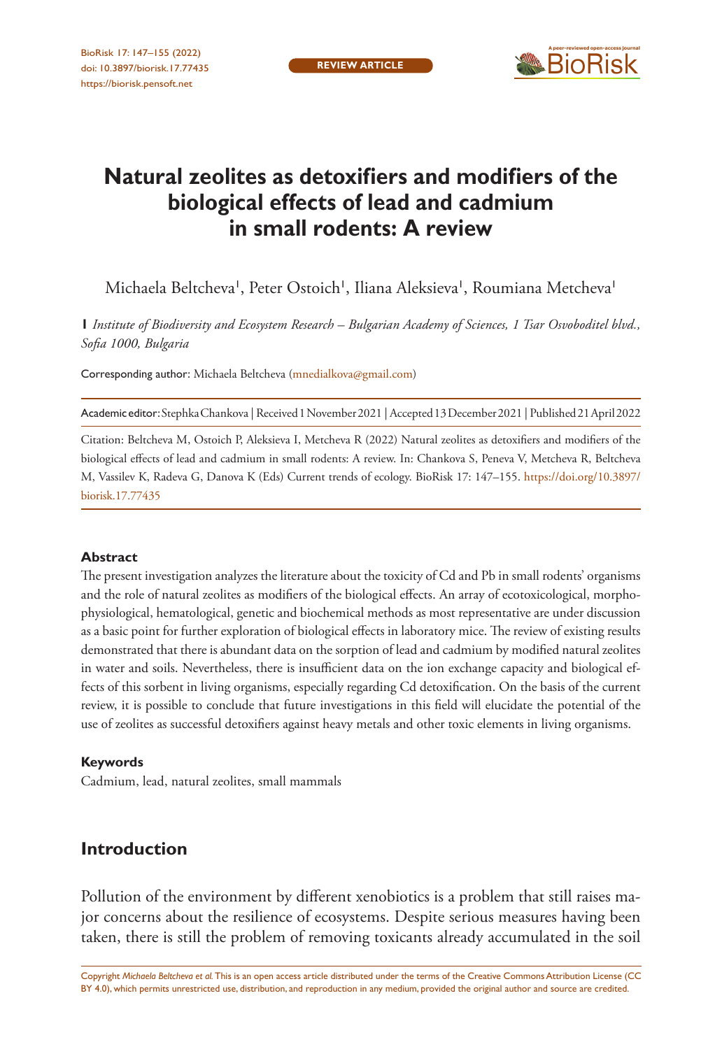# Natural zeolites as detoxifiers and modifiers of the biological effects of lead and cadmium in small rodents: A review

Michaela Beltcheva[1], Peter Ostoich[1], Iliana Aleksieva[1], Roumiana Metcheva[1]

**1** *Institute of Biodiversity and Ecosystem Research – Bulgarian Academy of Sciences, 1 Tsar Osvoboditel blvd., Sofia 1000, Bulgaria*

Corresponding author: Michaela Beltcheva (mnedialkova@gmail.com)

Academic editor: Stephka Chankova | Received 1 November 2021 | Accepted 13 December 2021 | Published 21 April 2022

Citation: Beltcheva M, Ostoich P, Aleksieva I, Metcheva R (2022) Natural zeolites as detoxifiers and modifiers of the biological effects of lead and cadmium in small rodents: A review. In: Chankova S, Peneva V, Metcheva R, Beltcheva M, Vassilev K, Radeva G, Danova K (Eds) Current trends of ecology. BioRisk 17: 147–155. https://doi.org/10.3897/biorisk.17.77435

## Abstract

The present investigation analyzes the literature about the toxicity of Cd and Pb in small rodents' organisms and the role of natural zeolites as modifiers of the biological effects. An array of ecotoxicological, morpho-physiological, hematological, genetic and biochemical methods as most representative are under discussion as a basic point for further exploration of biological effects in laboratory mice. The review of existing results demonstrated that there is abundant data on the sorption of lead and cadmium by modified natural zeolites in water and soils. Nevertheless, there is insufficient data on the ion exchange capacity and biological effects of this sorbent in living organisms, especially regarding Cd detoxification. On the basis of the current review, it is possible to conclude that future investigations in this field will elucidate the potential of the use of zeolites as successful detoxifiers against heavy metals and other toxic elements in living organisms.

## Keywords

Cadmium, lead, natural zeolites, small mammals

## Introduction

Pollution of the environment by different xenobiotics is a problem that still raises major concerns about the resilience of ecosystems. Despite serious measures having been taken, there is still the problem of removing toxicants already accumulated in the soil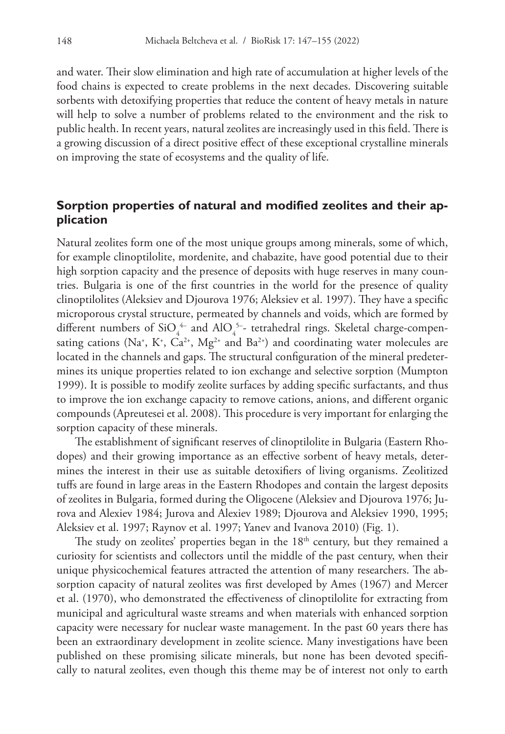and water. Their slow elimination and high rate of accumulation at higher levels of the food chains is expected to create problems in the next decades. Discovering suitable sorbents with detoxifying properties that reduce the content of heavy metals in nature will help to solve a number of problems related to the environment and the risk to public health. In recent years, natural zeolites are increasingly used in this field. There is a growing discussion of a direct positive effect of these exceptional crystalline minerals on improving the state of ecosystems and the quality of life.

## Sorption properties of natural and modified zeolites and their application

Natural zeolites form one of the most unique groups among minerals, some of which, for example clinoptilolite, mordenite, and chabazite, have good potential due to their high sorption capacity and the presence of deposits with huge reserves in many countries. Bulgaria is one of the first countries in the world for the presence of quality clinoptilolites (Aleksiev and Djourova 1976; Aleksiev et al. 1997). They have a specific microporous crystal structure, permeated by channels and voids, which are formed by different numbers of $SiO_4^{4-}$ and $AlO_4^{5-}$- tetrahedral rings. Skeletal charge-compensating cations ($Na^+$, $K^+$, $Ca^{2+}$, $Mg^{2+}$ and $Ba^{2+}$) and coordinating water molecules are located in the channels and gaps. The structural configuration of the mineral predetermines its unique properties related to ion exchange and selective sorption (Mumpton 1999). It is possible to modify zeolite surfaces by adding specific surfactants, and thus to improve the ion exchange capacity to remove cations, anions, and different organic compounds (Apreutesei et al. 2008). This procedure is very important for enlarging the sorption capacity of these minerals.

The establishment of significant reserves of clinoptilolite in Bulgaria (Eastern Rhodopes) and their growing importance as an effective sorbent of heavy metals, determines the interest in their use as suitable detoxifiers of living organisms. Zeolitized tuffs are found in large areas in the Eastern Rhodopes and contain the largest deposits of zeolites in Bulgaria, formed during the Oligocene (Aleksiev and Djourova 1976; Jurova and Alexiev 1984; Jurova and Alexiev 1989; Djourova and Aleksiev 1990, 1995; Aleksiev et al. 1997; Raynov et al. 1997; Yanev and Ivanova 2010) (Fig. 1).

The study on zeolites' properties began in the 18th century, but they remained a curiosity for scientists and collectors until the middle of the past century, when their unique physicochemical features attracted the attention of many researchers. The absorption capacity of natural zeolites was first developed by Ames (1967) and Mercer et al. (1970), who demonstrated the effectiveness of clinoptilolite for extracting from municipal and agricultural waste streams and when materials with enhanced sorption capacity were necessary for nuclear waste management. In the past 60 years there has been an extraordinary development in zeolite science. Many investigations have been published on these promising silicate minerals, but none has been devoted specifically to natural zeolites, even though this theme may be of interest not only to earth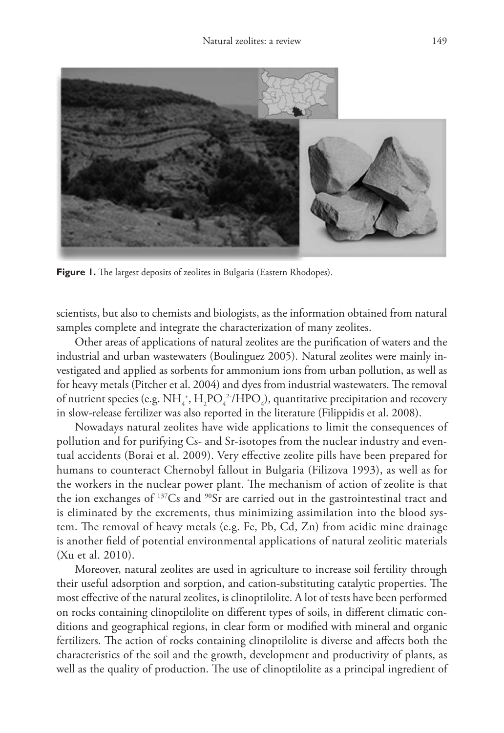**Figure 1.** The largest deposits of zeolites in Bulgaria (Eastern Rhodopes).

scientists, but also to chemists and biologists, as the information obtained from natural samples complete and integrate the characterization of many zeolites.

Other areas of applications of natural zeolites are the purification of waters and the industrial and urban wastewaters (Boulinguez 2005). Natural zeolites were mainly investigated and applied as sorbents for ammonium ions from urban pollution, as well as for heavy metals (Pitcher et al. 2004) and dyes from industrial wastewaters. The removal of nutrient species (e.g. $NH_4^+$, $H_2PO_4^{2-}/HPO_4$), quantitative precipitation and recovery in slow-release fertilizer was also reported in the literature (Filippidis et al. 2008).

Nowadays natural zeolites have wide applications to limit the consequences of pollution and for purifying Cs- and Sr-isotopes from the nuclear industry and eventual accidents (Borai et al. 2009). Very effective zeolite pills have been prepared for humans to counteract Chernobyl fallout in Bulgaria (Filizova 1993), as well as for the workers in the nuclear power plant. The mechanism of action of zeolite is that the ion exchanges of $^{137}Cs$ and $^{90}Sr$ are carried out in the gastrointestinal tract and is eliminated by the excrements, thus minimizing assimilation into the blood system. The removal of heavy metals (e.g. Fe, Pb, Cd, Zn) from acidic mine drainage is another field of potential environmental applications of natural zeolitic materials (Xu et al. 2010).

Moreover, natural zeolites are used in agriculture to increase soil fertility through their useful adsorption and sorption, and cation-substituting catalytic properties. The most effective of the natural zeolites, is clinoptilolite. A lot of tests have been performed on rocks containing clinoptilolite on different types of soils, in different climatic conditions and geographical regions, in clear form or modified with mineral and organic fertilizers. The action of rocks containing clinoptilolite is diverse and affects both the characteristics of the soil and the growth, development and productivity of plants, as well as the quality of production. The use of clinoptilolite as a principal ingredient of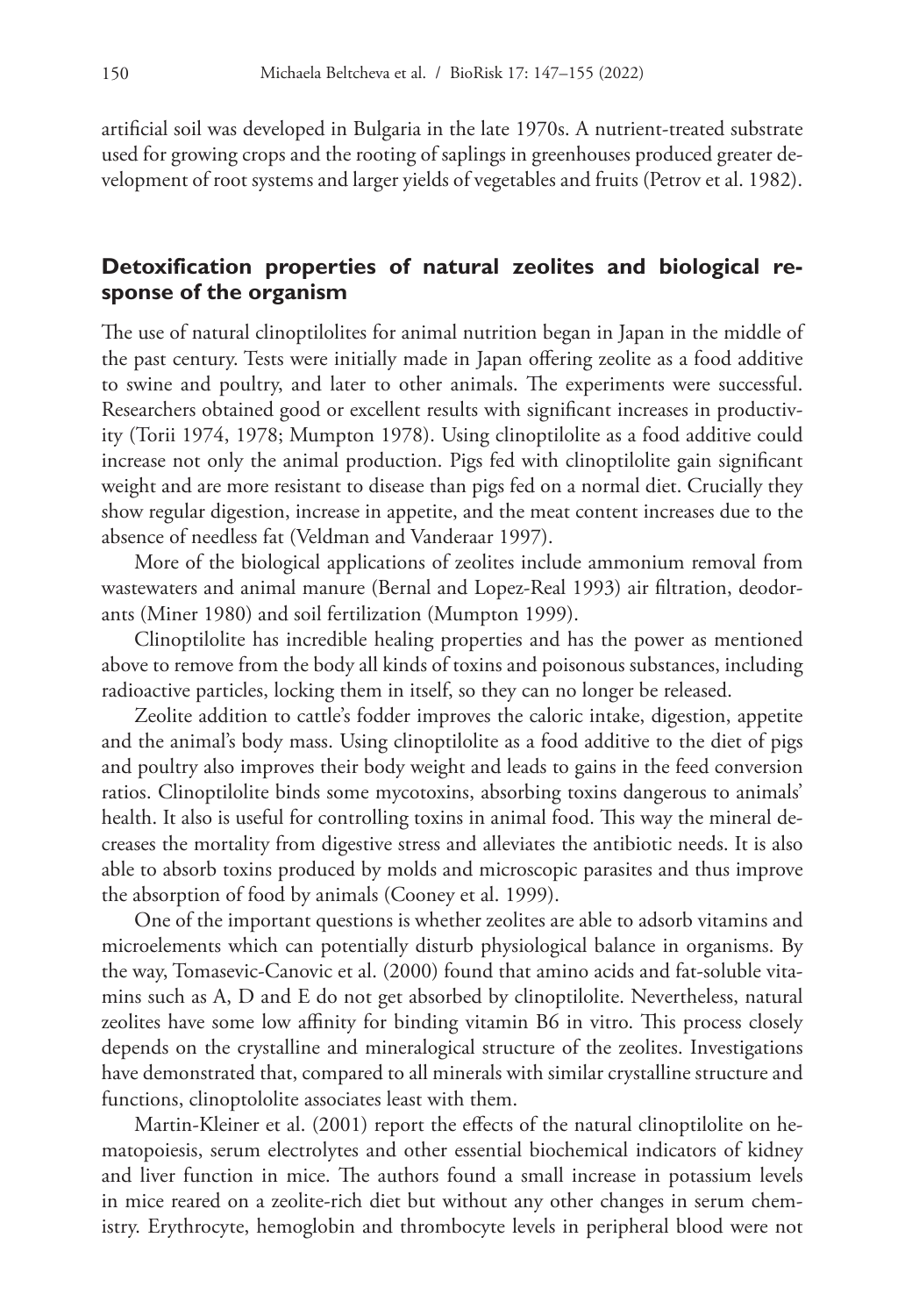artificial soil was developed in Bulgaria in the late 1970s. A nutrient-treated substrate used for growing crops and the rooting of saplings in greenhouses produced greater development of root systems and larger yields of vegetables and fruits (Petrov et al. 1982).

## Detoxification properties of natural zeolites and biological response of the organism

The use of natural clinoptilolites for animal nutrition began in Japan in the middle of the past century. Tests were initially made in Japan offering zeolite as a food additive to swine and poultry, and later to other animals. The experiments were successful. Researchers obtained good or excellent results with significant increases in productivity (Torii 1974, 1978; Mumpton 1978). Using clinoptilolite as a food additive could increase not only the animal production. Pigs fed with clinoptilolite gain significant weight and are more resistant to disease than pigs fed on a normal diet. Crucially they show regular digestion, increase in appetite, and the meat content increases due to the absence of needless fat (Veldman and Vanderaar 1997).

More of the biological applications of zeolites include ammonium removal from wastewaters and animal manure (Bernal and Lopez-Real 1993) air filtration, deodorants (Miner 1980) and soil fertilization (Mumpton 1999).

Clinoptilolite has incredible healing properties and has the power as mentioned above to remove from the body all kinds of toxins and poisonous substances, including radioactive particles, locking them in itself, so they can no longer be released.

Zeolite addition to cattle's fodder improves the caloric intake, digestion, appetite and the animal's body mass. Using clinoptilolite as a food additive to the diet of pigs and poultry also improves their body weight and leads to gains in the feed conversion ratios. Clinoptilolite binds some mycotoxins, absorbing toxins dangerous to animals' health. It also is useful for controlling toxins in animal food. This way the mineral decreases the mortality from digestive stress and alleviates the antibiotic needs. It is also able to absorb toxins produced by molds and microscopic parasites and thus improve the absorption of food by animals (Cooney et al. 1999).

One of the important questions is whether zeolites are able to adsorb vitamins and microelements which can potentially disturb physiological balance in organisms. By the way, Tomasevic-Canovic et al. (2000) found that amino acids and fat-soluble vitamins such as A, D and E do not get absorbed by clinoptilolite. Nevertheless, natural zeolites have some low affinity for binding vitamin B6 in vitro. This process closely depends on the crystalline and mineralogical structure of the zeolites. Investigations have demonstrated that, compared to all minerals with similar crystalline structure and functions, clinoptololite associates least with them.

Martin-Kleiner et al. (2001) report the effects of the natural clinoptilolite on hematopoiesis, serum electrolytes and other essential biochemical indicators of kidney and liver function in mice. The authors found a small increase in potassium levels in mice reared on a zeolite-rich diet but without any other changes in serum chemistry. Erythrocyte, hemoglobin and thrombocyte levels in peripheral blood were not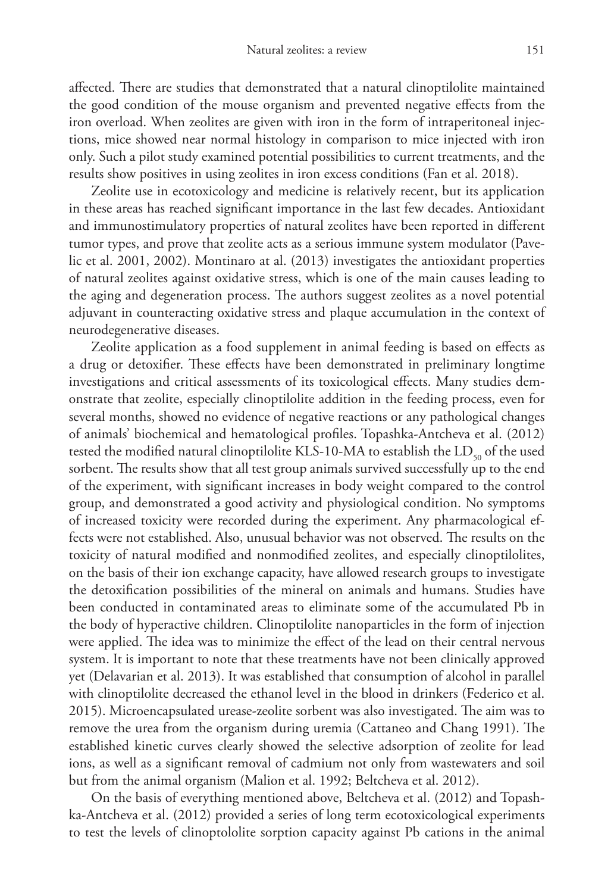affected. There are studies that demonstrated that a natural clinoptilolite maintained the good condition of the mouse organism and prevented negative effects from the iron overload. When zeolites are given with iron in the form of intraperitoneal injections, mice showed near normal histology in comparison to mice injected with iron only. Such a pilot study examined potential possibilities to current treatments, and the results show positives in using zeolites in iron excess conditions (Fan et al. 2018).

Zeolite use in ecotoxicology and medicine is relatively recent, but its application in these areas has reached significant importance in the last few decades. Antioxidant and immunostimulatory properties of natural zeolites have been reported in different tumor types, and prove that zeolite acts as a serious immune system modulator (Pavelic et al. 2001, 2002). Montinaro at al. (2013) investigates the antioxidant properties of natural zeolites against oxidative stress, which is one of the main causes leading to the aging and degeneration process. The authors suggest zeolites as a novel potential adjuvant in counteracting oxidative stress and plaque accumulation in the context of neurodegenerative diseases.

Zeolite application as a food supplement in animal feeding is based on effects as a drug or detoxifier. These effects have been demonstrated in preliminary longtime investigations and critical assessments of its toxicological effects. Many studies demonstrate that zeolite, especially clinoptilolite addition in the feeding process, even for several months, showed no evidence of negative reactions or any pathological changes of animals' biochemical and hematological profiles. Topashka-Antcheva et al. (2012) tested the modified natural clinoptilolite KLS-10-MA to establish the $LD_{50}$ of the used sorbent. The results show that all test group animals survived successfully up to the end of the experiment, with significant increases in body weight compared to the control group, and demonstrated a good activity and physiological condition. No symptoms of increased toxicity were recorded during the experiment. Any pharmacological effects were not established. Also, unusual behavior was not observed. The results on the toxicity of natural modified and nonmodified zeolites, and especially clinoptilolites, on the basis of their ion exchange capacity, have allowed research groups to investigate the detoxification possibilities of the mineral on animals and humans. Studies have been conducted in contaminated areas to eliminate some of the accumulated Pb in the body of hyperactive children. Clinoptilolite nanoparticles in the form of injection were applied. The idea was to minimize the effect of the lead on their central nervous system. It is important to note that these treatments have not been clinically approved yet (Delavarian et al. 2013). It was established that consumption of alcohol in parallel with clinoptilolite decreased the ethanol level in the blood in drinkers (Federico et al. 2015). Microencapsulated urease-zeolite sorbent was also investigated. The aim was to remove the urea from the organism during uremia (Cattaneo and Chang 1991). The established kinetic curves clearly showed the selective adsorption of zeolite for lead ions, as well as a significant removal of cadmium not only from wastewaters and soil but from the animal organism (Malion et al. 1992; Beltcheva et al. 2012).

On the basis of everything mentioned above, Beltcheva et al. (2012) and Topashka-Antcheva et al. (2012) provided a series of long term ecotoxicological experiments to test the levels of clinoptololite sorption capacity against Pb cations in the animal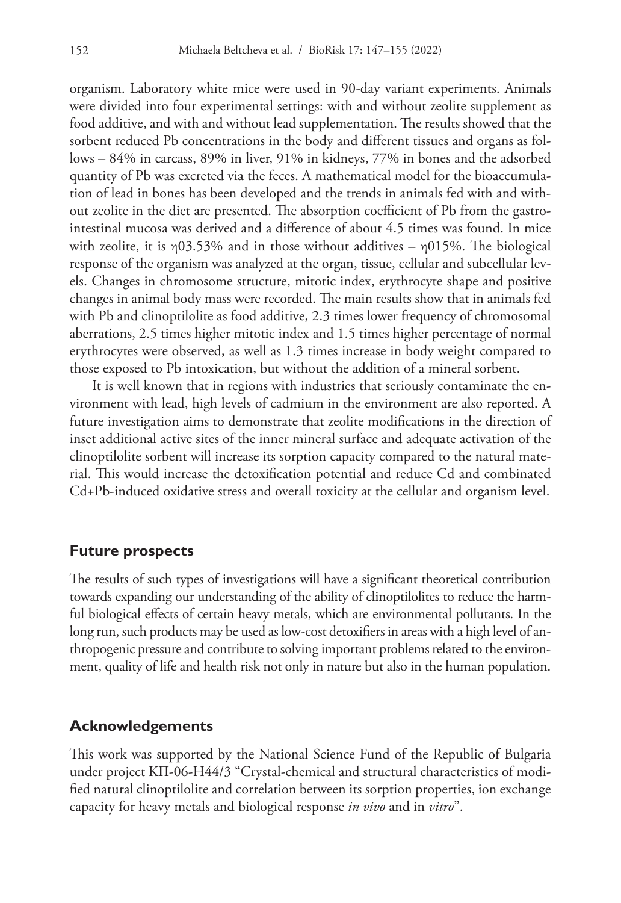organism. Laboratory white mice were used in 90-day variant experiments. Animals were divided into four experimental settings: with and without zeolite supplement as food additive, and with and without lead supplementation. The results showed that the sorbent reduced Pb concentrations in the body and different tissues and organs as follows – 84% in carcass, 89% in liver, 91% in kidneys, 77% in bones and the adsorbed quantity of Pb was excreted via the feces. A mathematical model for the bioaccumulation of lead in bones has been developed and the trends in animals fed with and without zeolite in the diet are presented. The absorption coefficient of Pb from the gastrointestinal mucosa was derived and a difference of about 4.5 times was found. In mice with zeolite, it is $\eta$03.53% and in those without additives – $\eta$015%. The biological response of the organism was analyzed at the organ, tissue, cellular and subcellular levels. Changes in chromosome structure, mitotic index, erythrocyte shape and positive changes in animal body mass were recorded. The main results show that in animals fed with Pb and clinoptilolite as food additive, 2.3 times lower frequency of chromosomal aberrations, 2.5 times higher mitotic index and 1.5 times higher percentage of normal erythrocytes were observed, as well as 1.3 times increase in body weight compared to those exposed to Pb intoxication, but without the addition of a mineral sorbent.

It is well known that in regions with industries that seriously contaminate the environment with lead, high levels of cadmium in the environment are also reported. A future investigation aims to demonstrate that zeolite modifications in the direction of inset additional active sites of the inner mineral surface and adequate activation of the clinoptilolite sorbent will increase its sorption capacity compared to the natural material. This would increase the detoxification potential and reduce Cd and combinated Cd+Pb-induced oxidative stress and overall toxicity at the cellular and organism level.

## Future prospects

The results of such types of investigations will have a significant theoretical contribution towards expanding our understanding of the ability of clinoptilolites to reduce the harmful biological effects of certain heavy metals, which are environmental pollutants. In the long run, such products may be used as low-cost detoxifiers in areas with a high level of anthropogenic pressure and contribute to solving important problems related to the environment, quality of life and health risk not only in nature but also in the human population.

## Acknowledgements

This work was supported by the National Science Fund of the Republic of Bulgaria under project КП-06-Н44/3 "Crystal-chemical and structural characteristics of modified natural clinoptilolite and correlation between its sorption properties, ion exchange capacity for heavy metals and biological response *in vivo* and in *vitro*".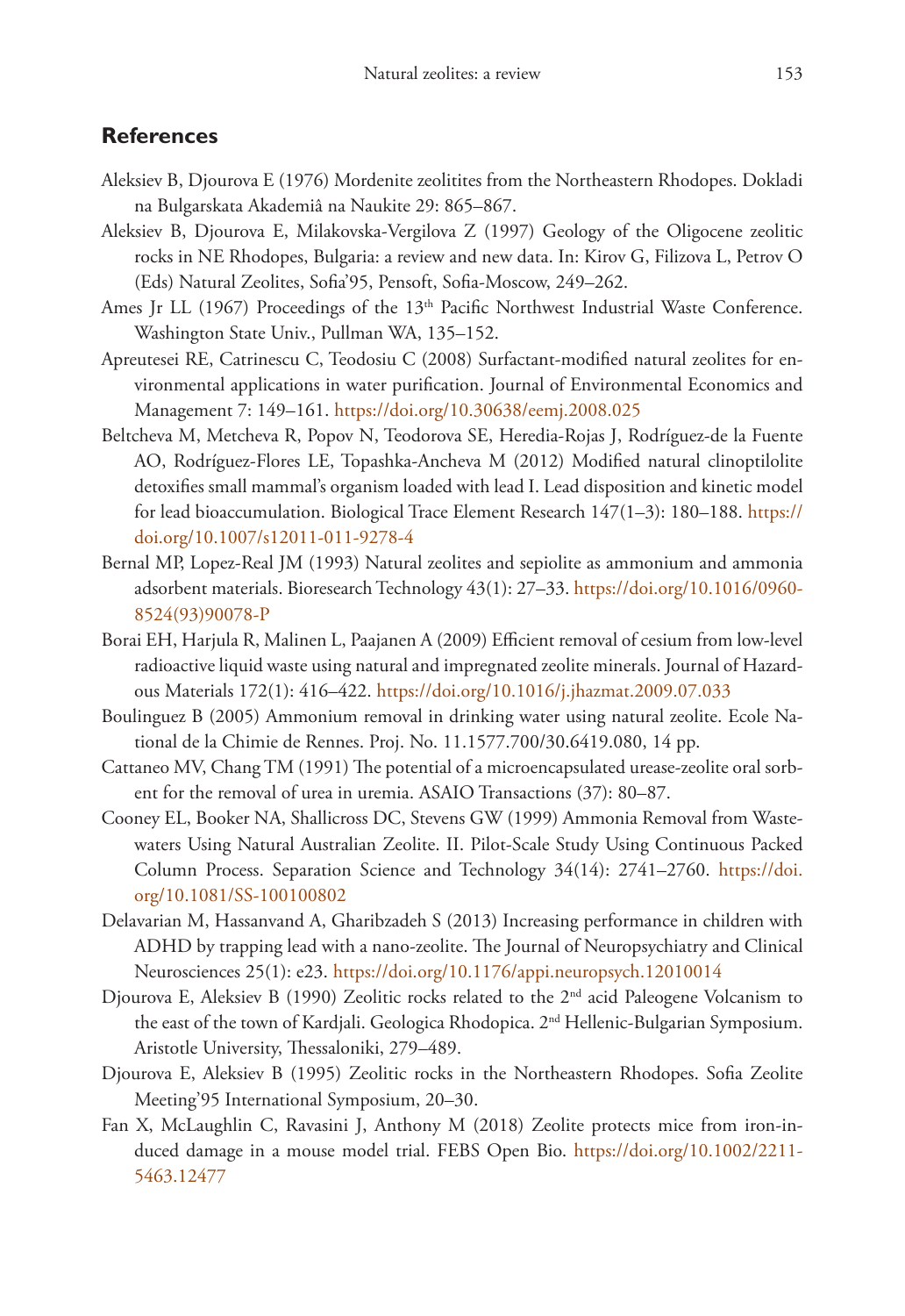## References

Aleksiev B, Djourova E (1976) Mordenite zeolitites from the Northeastern Rhodopes. Dokladi na Bulgarskata Akademiâ na Naukite 29: 865–867.

Aleksiev B, Djourova E, Milakovska-Vergilova Z (1997) Geology of the Oligocene zeolitic rocks in NE Rhodopes, Bulgaria: a review and new data. In: Kirov G, Filizova L, Petrov O (Eds) Natural Zeolites, Sofia'95, Pensoft, Sofia-Moscow, 249–262.

Ames Jr LL (1967) Proceedings of the 13th Pacific Northwest Industrial Waste Conference. Washington State Univ., Pullman WA, 135–152.

Apreutesei RE, Catrinescu C, Teodosiu C (2008) Surfactant-modified natural zeolites for environmental applications in water purification. Journal of Environmental Economics and Management 7: 149–161. https://doi.org/10.30638/eemj.2008.025

Beltcheva M, Metcheva R, Popov N, Teodorova SE, Heredia-Rojas J, Rodríguez-de la Fuente AO, Rodríguez-Flores LE, Topashka-Ancheva M (2012) Modified natural clinoptilolite detoxifies small mammal's organism loaded with lead I. Lead disposition and kinetic model for lead bioaccumulation. Biological Trace Element Research 147(1–3): 180–188. https://doi.org/10.1007/s12011-011-9278-4

Bernal MP, Lopez-Real JM (1993) Natural zeolites and sepiolite as ammonium and ammonia adsorbent materials. Bioresearch Technology 43(1): 27–33. https://doi.org/10.1016/0960-8524(93)90078-P

Borai EH, Harjula R, Malinen L, Paajanen A (2009) Efficient removal of cesium from low-level radioactive liquid waste using natural and impregnated zeolite minerals. Journal of Hazardous Materials 172(1): 416–422. https://doi.org/10.1016/j.jhazmat.2009.07.033

Boulinguez B (2005) Ammonium removal in drinking water using natural zeolite. Ecole National de la Chimie de Rennes. Proj. No. 11.1577.700/30.6419.080, 14 pp.

Cattaneo MV, Chang TM (1991) The potential of a microencapsulated urease-zeolite oral sorbent for the removal of urea in uremia. ASAIO Transactions (37): 80–87.

Cooney EL, Booker NA, Shallicross DC, Stevens GW (1999) Ammonia Removal from Wastewaters Using Natural Australian Zeolite. II. Pilot-Scale Study Using Continuous Packed Column Process. Separation Science and Technology 34(14): 2741–2760. https://doi.org/10.1081/SS-100100802

Delavarian M, Hassanvand A, Gharibzadeh S (2013) Increasing performance in children with ADHD by trapping lead with a nano-zeolite. The Journal of Neuropsychiatry and Clinical Neurosciences 25(1): e23. https://doi.org/10.1176/appi.neuropsych.12010014

Djourova E, Aleksiev B (1990) Zeolitic rocks related to the 2nd acid Paleogene Volcanism to the east of the town of Kardjali. Geologica Rhodopica. 2nd Hellenic-Bulgarian Symposium. Aristotle University, Thessaloniki, 279–489.

Djourova E, Aleksiev B (1995) Zeolitic rocks in the Northeastern Rhodopes. Sofia Zeolite Meeting'95 International Symposium, 20–30.

Fan X, McLaughlin C, Ravasini J, Anthony M (2018) Zeolite protects mice from iron-induced damage in a mouse model trial. FEBS Open Bio. https://doi.org/10.1002/2211-5463.12477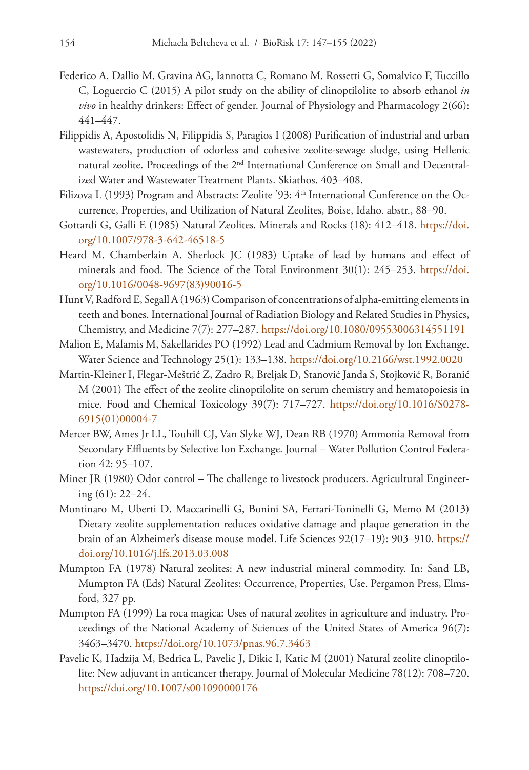Federico A, Dallio M, Gravina AG, Iannotta C, Romano M, Rossetti G, Somalvico F, Tuccillo C, Loguercio C (2015) A pilot study on the ability of clinoptilolite to absorb ethanol *in vivo* in healthy drinkers: Effect of gender. Journal of Physiology and Pharmacology 2(66): 441–447.

Filippidis A, Apostolidis N, Filippidis S, Paragios I (2008) Purification of industrial and urban wastewaters, production of odorless and cohesive zeolite-sewage sludge, using Hellenic natural zeolite. Proceedings of the 2nd International Conference on Small and Decentralized Water and Wastewater Treatment Plants. Skiathos, 403–408.

Filizova L (1993) Program and Abstracts: Zeolite '93: 4th International Conference on the Occurrence, Properties, and Utilization of Natural Zeolites, Boise, Idaho. abstr., 88–90.

Gottardi G, Galli E (1985) Natural Zeolites. Minerals and Rocks (18): 412–418. https://doi.org/10.1007/978-3-642-46518-5

Heard M, Chamberlain A, Sherlock JC (1983) Uptake of lead by humans and effect of minerals and food. The Science of the Total Environment 30(1): 245–253. https://doi.org/10.1016/0048-9697(83)90016-5

Hunt V, Radford E, Segall A (1963) Comparison of concentrations of alpha-emitting elements in teeth and bones. International Journal of Radiation Biology and Related Studies in Physics, Chemistry, and Medicine 7(7): 277–287. https://doi.org/10.1080/09553006314551191

Malion E, Malamis M, Sakellarides PO (1992) Lead and Cadmium Removal by Ion Exchange. Water Science and Technology 25(1): 133–138. https://doi.org/10.2166/wst.1992.0020

Martin-Kleiner I, Flegar-Meštrić Z, Zadro R, Breljak D, Stanović Janda S, Stojković R, Boranić M (2001) The effect of the zeolite clinoptilolite on serum chemistry and hematopoiesis in mice. Food and Chemical Toxicology 39(7): 717–727. https://doi.org/10.1016/S0278-6915(01)00004-7

Mercer BW, Ames Jr LL, Touhill CJ, Van Slyke WJ, Dean RB (1970) Ammonia Removal from Secondary Effluents by Selective Ion Exchange. Journal – Water Pollution Control Federation 42: 95–107.

Miner JR (1980) Odor control – The challenge to livestock producers. Agricultural Engineering (61): 22–24.

Montinaro M, Uberti D, Maccarinelli G, Bonini SA, Ferrari-Toninelli G, Memo M (2013) Dietary zeolite supplementation reduces oxidative damage and plaque generation in the brain of an Alzheimer's disease mouse model. Life Sciences 92(17–19): 903–910. https://doi.org/10.1016/j.lfs.2013.03.008

Mumpton FA (1978) Natural zeolites: A new industrial mineral commodity. In: Sand LB, Mumpton FA (Eds) Natural Zeolites: Occurrence, Properties, Use. Pergamon Press, Elmsford, 327 pp.

Mumpton FA (1999) La roca magica: Uses of natural zeolites in agriculture and industry. Proceedings of the National Academy of Sciences of the United States of America 96(7): 3463–3470. https://doi.org/10.1073/pnas.96.7.3463

Pavelic K, Hadzija M, Bedrica L, Pavelic J, Dikic I, Katic M (2001) Natural zeolite clinoptilolite: New adjuvant in anticancer therapy. Journal of Molecular Medicine 78(12): 708–720. https://doi.org/10.1007/s001090000176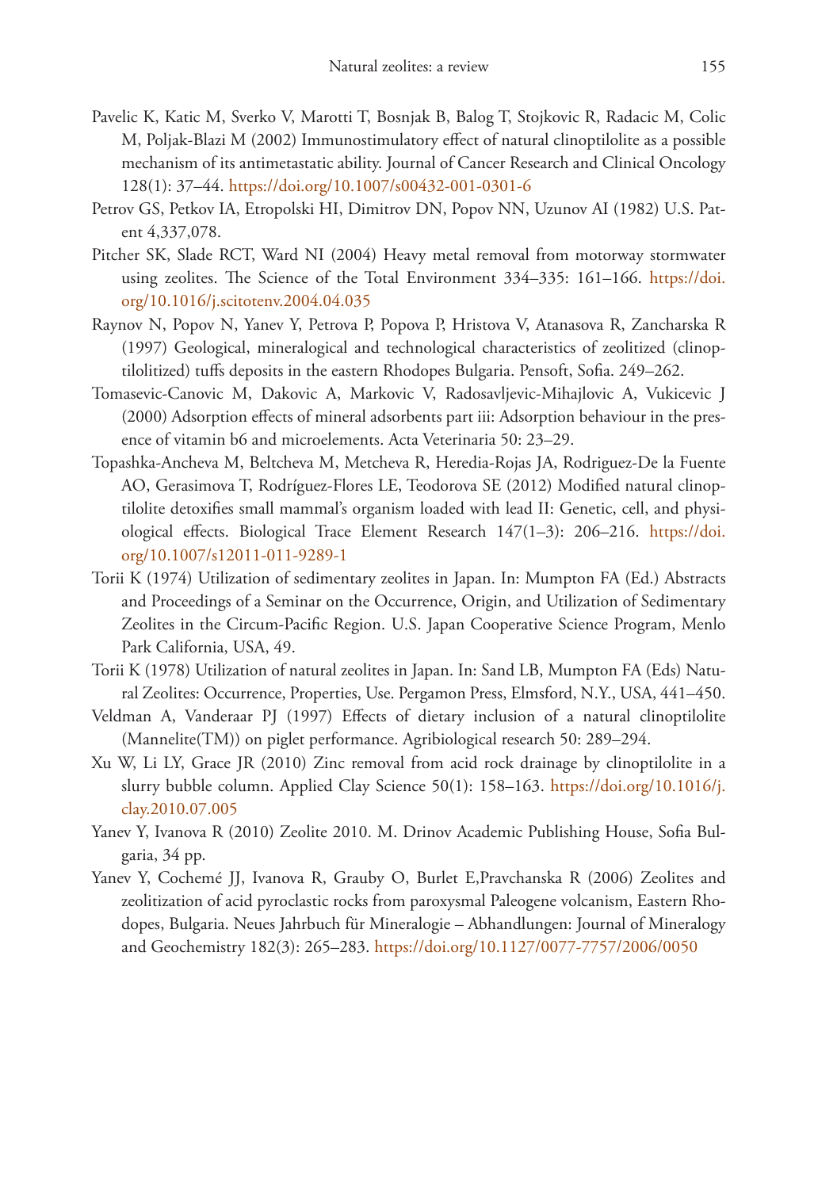Pavelic K, Katic M, Sverko V, Marotti T, Bosnjak B, Balog T, Stojkovic R, Radacic M, Colic M, Poljak-Blazi M (2002) Immunostimulatory effect of natural clinoptilolite as a possible mechanism of its antimetastatic ability. Journal of Cancer Research and Clinical Oncology 128(1): 37–44. https://doi.org/10.1007/s00432-001-0301-6

Petrov GS, Petkov IA, Etropolski HI, Dimitrov DN, Popov NN, Uzunov AI (1982) U.S. Patent 4,337,078.

Pitcher SK, Slade RCT, Ward NI (2004) Heavy metal removal from motorway stormwater using zeolites. The Science of the Total Environment 334–335: 161–166. https://doi.org/10.1016/j.scitotenv.2004.04.035

Raynov N, Popov N, Yanev Y, Petrova P, Popova P, Hristova V, Atanasova R, Zancharska R (1997) Geological, mineralogical and technological characteristics of zeolitized (clinoptilolitized) tuffs deposits in the eastern Rhodopes Bulgaria. Pensoft, Sofia. 249–262.

Tomasevic-Canovic M, Dakovic A, Markovic V, Radosavljevic-Mihajlovic A, Vukicevic J (2000) Adsorption effects of mineral adsorbents part iii: Adsorption behaviour in the presence of vitamin b6 and microelements. Acta Veterinaria 50: 23–29.

Topashka-Ancheva M, Beltcheva M, Metcheva R, Heredia-Rojas JA, Rodriguez-De la Fuente AO, Gerasimova T, Rodríguez-Flores LE, Teodorova SE (2012) Modified natural clinoptilolite detoxifies small mammal's organism loaded with lead II: Genetic, cell, and physiological effects. Biological Trace Element Research 147(1–3): 206–216. https://doi.org/10.1007/s12011-011-9289-1

Torii K (1974) Utilization of sedimentary zeolites in Japan. In: Mumpton FA (Ed.) Abstracts and Proceedings of a Seminar on the Occurrence, Origin, and Utilization of Sedimentary Zeolites in the Circum-Pacific Region. U.S. Japan Cooperative Science Program, Menlo Park California, USA, 49.

Torii K (1978) Utilization of natural zeolites in Japan. In: Sand LB, Mumpton FA (Eds) Natural Zeolites: Occurrence, Properties, Use. Pergamon Press, Elmsford, N.Y., USA, 441–450.

Veldman A, Vanderaar PJ (1997) Effects of dietary inclusion of a natural clinoptilolite (Mannelite(TM)) on piglet performance. Agribiological research 50: 289–294.

Xu W, Li LY, Grace JR (2010) Zinc removal from acid rock drainage by clinoptilolite in a slurry bubble column. Applied Clay Science 50(1): 158–163. https://doi.org/10.1016/j.clay.2010.07.005

Yanev Y, Ivanova R (2010) Zeolite 2010. M. Drinov Academic Publishing House, Sofia Bulgaria, 34 pp.

Yanev Y, Cochemé JJ, Ivanova R, Grauby O, Burlet E,Pravchanska R (2006) Zeolites and zeolitization of acid pyroclastic rocks from paroxysmal Paleogene volcanism, Eastern Rhodopes, Bulgaria. Neues Jahrbuch für Mineralogie – Abhandlungen: Journal of Mineralogy and Geochemistry 182(3): 265–283. https://doi.org/10.1127/0077-7757/2006/0050